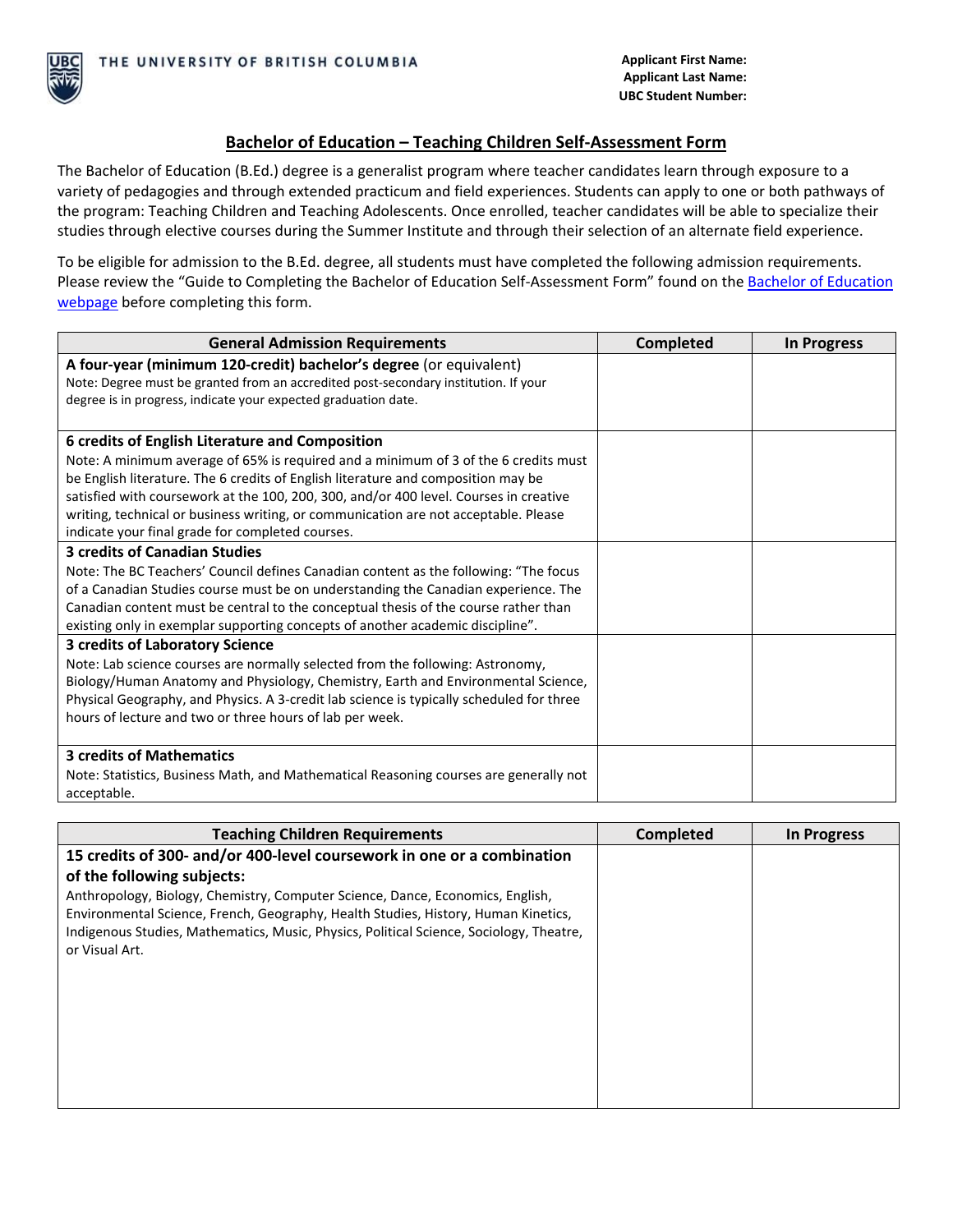THE UNIVERSITY OF BRITISH COLUMBIA

**Applicant First Name:**
**Applicant Last Name:**
**UBC Student Number:**

## Bachelor of Education – Teaching Children Self-Assessment Form

The Bachelor of Education (B.Ed.) degree is a generalist program where teacher candidates learn through exposure to a variety of pedagogies and through extended practicum and field experiences. Students can apply to one or both pathways of the program: Teaching Children and Teaching Adolescents. Once enrolled, teacher candidates will be able to specialize their studies through elective courses during the Summer Institute and through their selection of an alternate field experience.

To be eligible for admission to the B.Ed. degree, all students must have completed the following admission requirements. Please review the "Guide to Completing the Bachelor of Education Self-Assessment Form" found on the Bachelor of Education webpage before completing this form.

| General Admission Requirements | Completed | In Progress |
|---|---|---|
| **A four-year (minimum 120-credit) bachelor's degree** (or equivalent)<br>Note: Degree must be granted from an accredited post-secondary institution. If your degree is in progress, indicate your expected graduation date. | | |
| **6 credits of English Literature and Composition**<br>Note: A minimum average of 65% is required and a minimum of 3 of the 6 credits must be English literature. The 6 credits of English literature and composition may be satisfied with coursework at the 100, 200, 300, and/or 400 level. Courses in creative writing, technical or business writing, or communication are not acceptable. Please indicate your final grade for completed courses. | | |
| **3 credits of Canadian Studies**<br>Note: The BC Teachers' Council defines Canadian content as the following: "The focus of a Canadian Studies course must be on understanding the Canadian experience. The Canadian content must be central to the conceptual thesis of the course rather than existing only in exemplar supporting concepts of another academic discipline". | | |
| **3 credits of Laboratory Science**<br>Note: Lab science courses are normally selected from the following: Astronomy, Biology/Human Anatomy and Physiology, Chemistry, Earth and Environmental Science, Physical Geography, and Physics. A 3-credit lab science is typically scheduled for three hours of lecture and two or three hours of lab per week. | | |
| **3 credits of Mathematics**<br>Note: Statistics, Business Math, and Mathematical Reasoning courses are generally not acceptable. | | |

| Teaching Children Requirements | Completed | In Progress |
|---|---|---|
| **15 credits of 300- and/or 400-level coursework in one or a combination of the following subjects:**<br>Anthropology, Biology, Chemistry, Computer Science, Dance, Economics, English, Environmental Science, French, Geography, Health Studies, History, Human Kinetics, Indigenous Studies, Mathematics, Music, Physics, Political Science, Sociology, Theatre, or Visual Art. | | |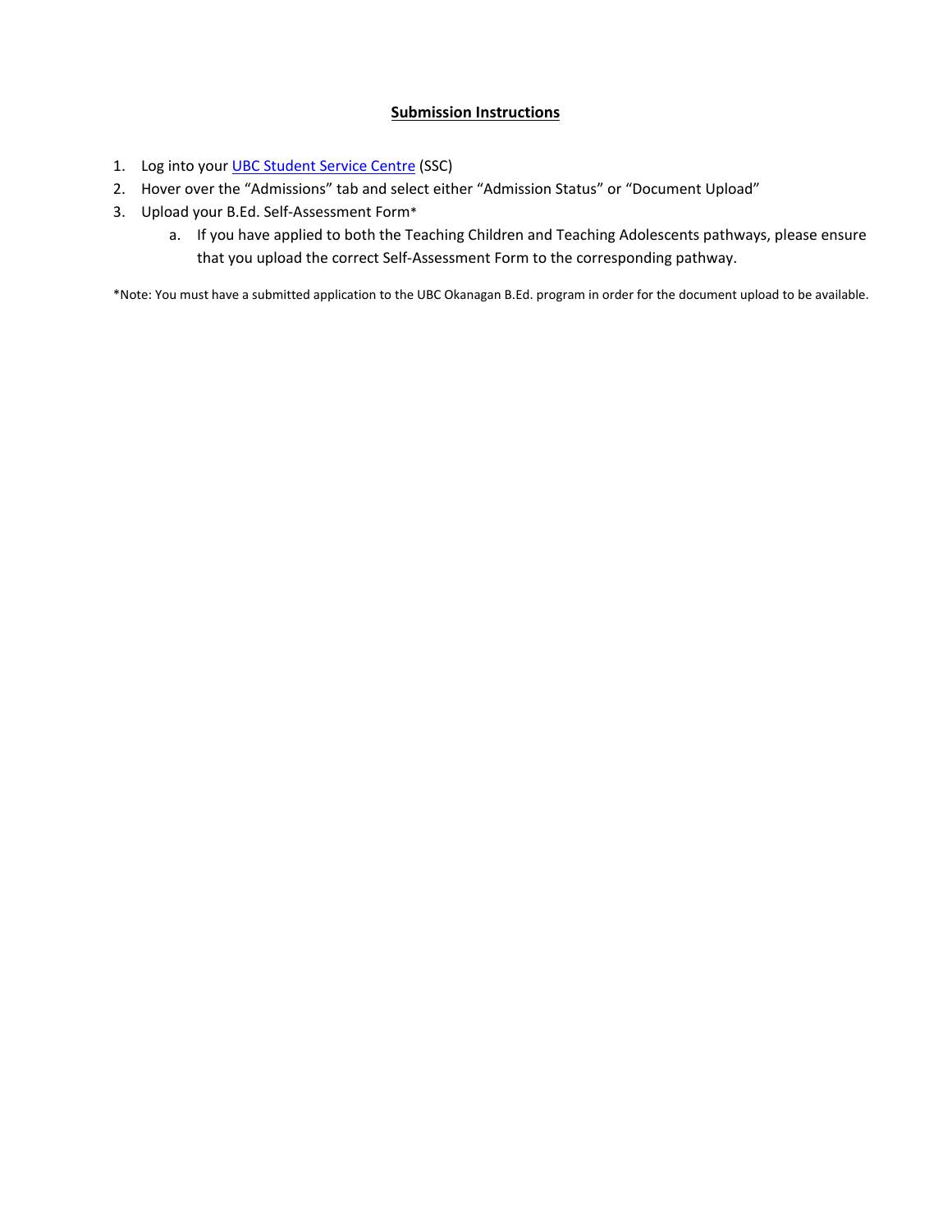## Submission Instructions

1. Log into your [UBC Student Service Centre](UBC Student Service Centre) (SSC)
2. Hover over the "Admissions" tab and select either "Admission Status" or "Document Upload"
3. Upload your B.Ed. Self-Assessment Form*
    a. If you have applied to both the Teaching Children and Teaching Adolescents pathways, please ensure that you upload the correct Self-Assessment Form to the corresponding pathway.

*Note: You must have a submitted application to the UBC Okanagan B.Ed. program in order for the document upload to be available.